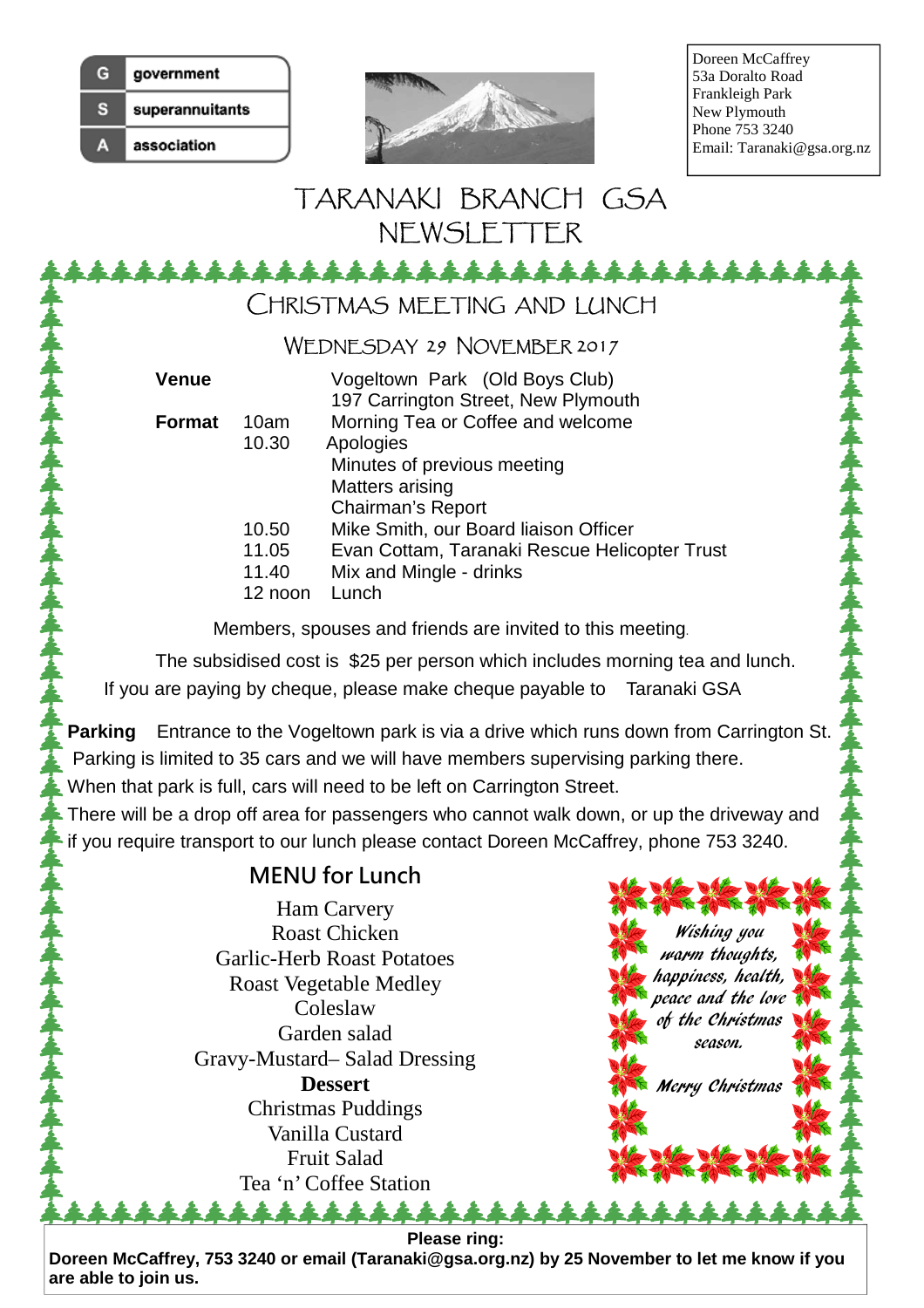government
superannuitants
association

Doreen McCaffrey
53a Doralto Road
Frankleigh Park
New Plymouth
Phone 753 3240
Email: Taranaki@gsa.org.nz

# TARANAKI BRANCH GSA NEWSLETTER

## CHRISTMAS MEETING AND LUNCH

### WEDNESDAY 29 NOVEMBER 2017

**Venue** Vogeltown Park (Old Boys Club)
197 Carrington Street, New Plymouth

**Format**

| | |
|---|---|
| 10am | Morning Tea or Coffee and welcome |
| 10.30 | Apologies<br>Minutes of previous meeting<br>Matters arising<br>Chairman's Report |
| 10.50 | Mike Smith, our Board liaison Officer |
| 11.05 | Evan Cottam, Taranaki Rescue Helicopter Trust |
| 11.40 | Mix and Mingle - drinks |
| 12 noon | Lunch |

Members, spouses and friends are invited to this meeting.

The subsidised cost is $25 per person which includes morning tea and lunch.

If you are paying by cheque, please make cheque payable to Taranaki GSA

**Parking** Entrance to the Vogeltown park is via a drive which runs down from Carrington St. Parking is limited to 35 cars and we will have members supervising parking there.
When that park is full, cars will need to be left on Carrington Street.
There will be a drop off area for passengers who cannot walk down, or up the driveway and if you require transport to our lunch please contact Doreen McCaffrey, phone 753 3240.

## MENU for Lunch

Ham Carvery
Roast Chicken
Garlic-Herb Roast Potatoes
Roast Vegetable Medley
Coleslaw
Garden salad
Gravy-Mustard– Salad Dressing

**Dessert**

Christmas Puddings
Vanilla Custard
Fruit Salad
Tea 'n' Coffee Station

*Wishing you warm thoughts, happiness, health, peace and the love of the Christmas season.*

*Merry Christmas*

**Please ring:**
**Doreen McCaffrey, 753 3240 or email (Taranaki@gsa.org.nz) by 25 November to let me know if you are able to join us.**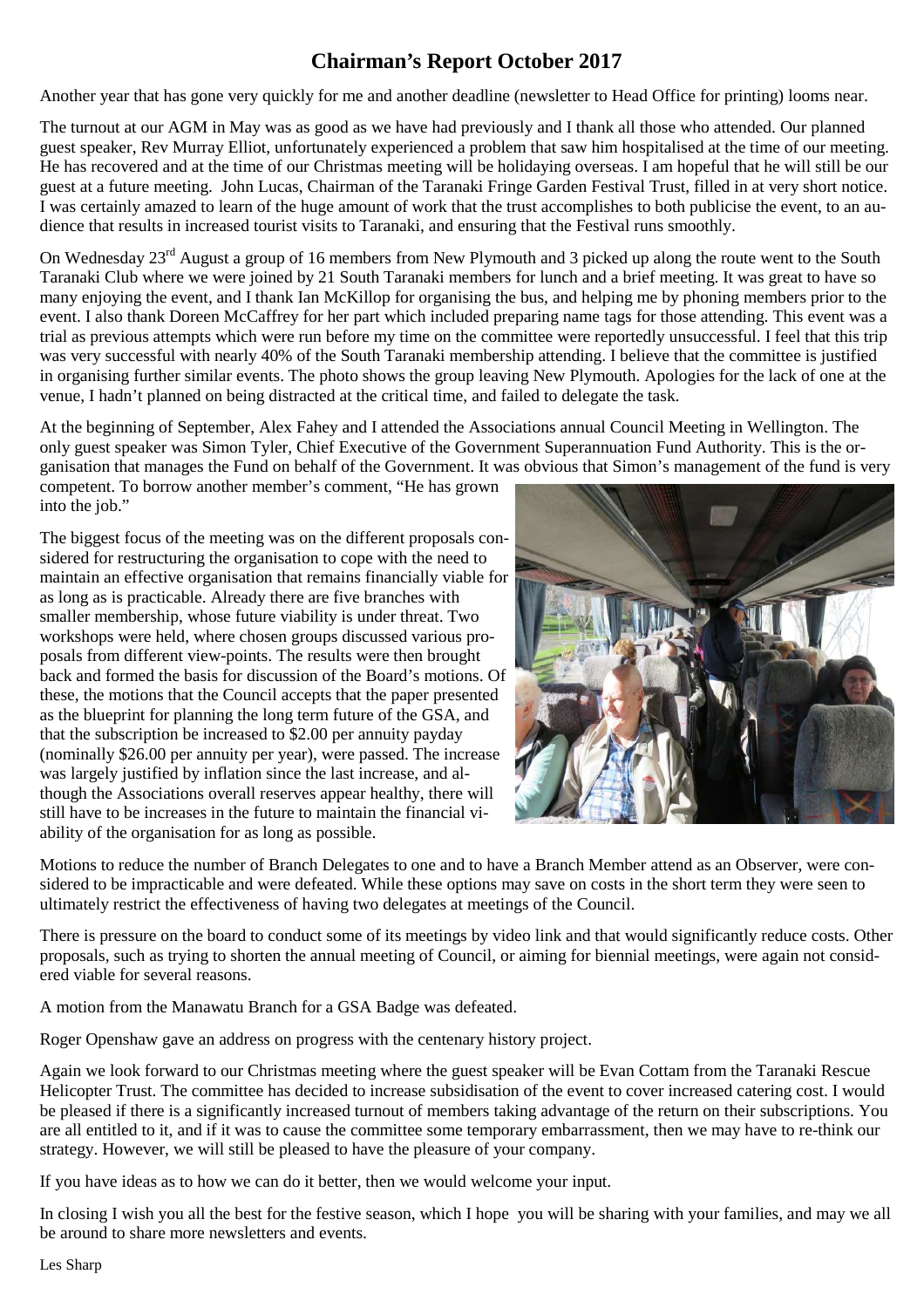# Chairman's Report October 2017

Another year that has gone very quickly for me and another deadline (newsletter to Head Office for printing) looms near.

The turnout at our AGM in May was as good as we have had previously and I thank all those who attended. Our planned guest speaker, Rev Murray Elliot, unfortunately experienced a problem that saw him hospitalised at the time of our meeting. He has recovered and at the time of our Christmas meeting will be holidaying overseas. I am hopeful that he will still be our guest at a future meeting. John Lucas, Chairman of the Taranaki Fringe Garden Festival Trust, filled in at very short notice. I was certainly amazed to learn of the huge amount of work that the trust accomplishes to both publicise the event, to an audience that results in increased tourist visits to Taranaki, and ensuring that the Festival runs smoothly.

On Wednesday 23rd August a group of 16 members from New Plymouth and 3 picked up along the route went to the South Taranaki Club where we were joined by 21 South Taranaki members for lunch and a brief meeting. It was great to have so many enjoying the event, and I thank Ian McKillop for organising the bus, and helping me by phoning members prior to the event. I also thank Doreen McCaffrey for her part which included preparing name tags for those attending. This event was a trial as previous attempts which were run before my time on the committee were reportedly unsuccessful. I feel that this trip was very successful with nearly 40% of the South Taranaki membership attending. I believe that the committee is justified in organising further similar events. The photo shows the group leaving New Plymouth. Apologies for the lack of one at the venue, I hadn't planned on being distracted at the critical time, and failed to delegate the task.

At the beginning of September, Alex Fahey and I attended the Associations annual Council Meeting in Wellington. The only guest speaker was Simon Tyler, Chief Executive of the Government Superannuation Fund Authority. This is the organisation that manages the Fund on behalf of the Government. It was obvious that Simon's management of the fund is very competent. To borrow another member's comment, "He has grown into the job."

The biggest focus of the meeting was on the different proposals considered for restructuring the organisation to cope with the need to maintain an effective organisation that remains financially viable for as long as is practicable. Already there are five branches with smaller membership, whose future viability is under threat. Two workshops were held, where chosen groups discussed various proposals from different view-points. The results were then brought back and formed the basis for discussion of the Board's motions. Of these, the motions that the Council accepts that the paper presented as the blueprint for planning the long term future of the GSA, and that the subscription be increased to $2.00 per annuity payday (nominally $26.00 per annuity per year), were passed. The increase was largely justified by inflation since the last increase, and although the Associations overall reserves appear healthy, there will still have to be increases in the future to maintain the financial viability of the organisation for as long as possible.

Motions to reduce the number of Branch Delegates to one and to have a Branch Member attend as an Observer, were considered to be impracticable and were defeated. While these options may save on costs in the short term they were seen to ultimately restrict the effectiveness of having two delegates at meetings of the Council.

There is pressure on the board to conduct some of its meetings by video link and that would significantly reduce costs. Other proposals, such as trying to shorten the annual meeting of Council, or aiming for biennial meetings, were again not considered viable for several reasons.

A motion from the Manawatu Branch for a GSA Badge was defeated.

Roger Openshaw gave an address on progress with the centenary history project.

Again we look forward to our Christmas meeting where the guest speaker will be Evan Cottam from the Taranaki Rescue Helicopter Trust. The committee has decided to increase subsidisation of the event to cover increased catering cost. I would be pleased if there is a significantly increased turnout of members taking advantage of the return on their subscriptions. You are all entitled to it, and if it was to cause the committee some temporary embarrassment, then we may have to re-think our strategy. However, we will still be pleased to have the pleasure of your company.

If you have ideas as to how we can do it better, then we would welcome your input.

In closing I wish you all the best for the festive season, which I hope you will be sharing with your families, and may we all be around to share more newsletters and events.

Les Sharp